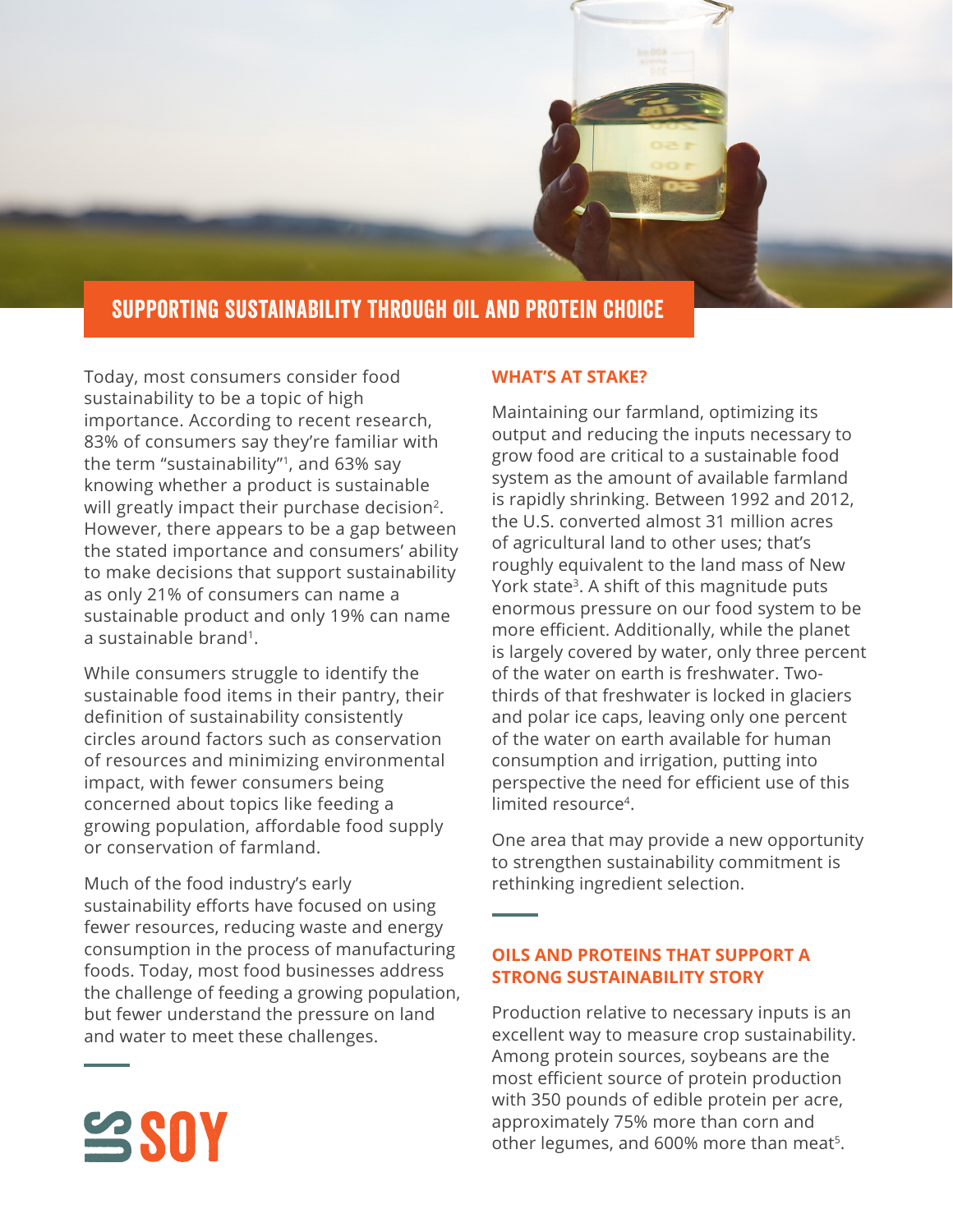# SUPPORTING SUSTAINABILITY THROUGH OIL AND PROTEIN CHOICE

Today, most consumers consider food sustainability to be a topic of high importance. According to recent research, 83% of consumers say they're familiar with the term "sustainability"[1], and 63% say knowing whether a product is sustainable will greatly impact their purchase decision[2]. However, there appears to be a gap between the stated importance and consumers' ability to make decisions that support sustainability as only 21% of consumers can name a sustainable product and only 19% can name a sustainable brand[1].

While consumers struggle to identify the sustainable food items in their pantry, their definition of sustainability consistently circles around factors such as conservation of resources and minimizing environmental impact, with fewer consumers being concerned about topics like feeding a growing population, affordable food supply or conservation of farmland.

Much of the food industry's early sustainability efforts have focused on using fewer resources, reducing waste and energy consumption in the process of manufacturing foods. Today, most food businesses address the challenge of feeding a growing population, but fewer understand the pressure on land and water to meet these challenges.

US SOY

## WHAT'S AT STAKE?

Maintaining our farmland, optimizing its output and reducing the inputs necessary to grow food are critical to a sustainable food system as the amount of available farmland is rapidly shrinking. Between 1992 and 2012, the U.S. converted almost 31 million acres of agricultural land to other uses; that's roughly equivalent to the land mass of New York state[3]. A shift of this magnitude puts enormous pressure on our food system to be more efficient. Additionally, while the planet is largely covered by water, only three percent of the water on earth is freshwater. Two-thirds of that freshwater is locked in glaciers and polar ice caps, leaving only one percent of the water on earth available for human consumption and irrigation, putting into perspective the need for efficient use of this limited resource[4].

One area that may provide a new opportunity to strengthen sustainability commitment is rethinking ingredient selection.

## OILS AND PROTEINS THAT SUPPORT A STRONG SUSTAINABILITY STORY

Production relative to necessary inputs is an excellent way to measure crop sustainability. Among protein sources, soybeans are the most efficient source of protein production with 350 pounds of edible protein per acre, approximately 75% more than corn and other legumes, and 600% more than meat[5].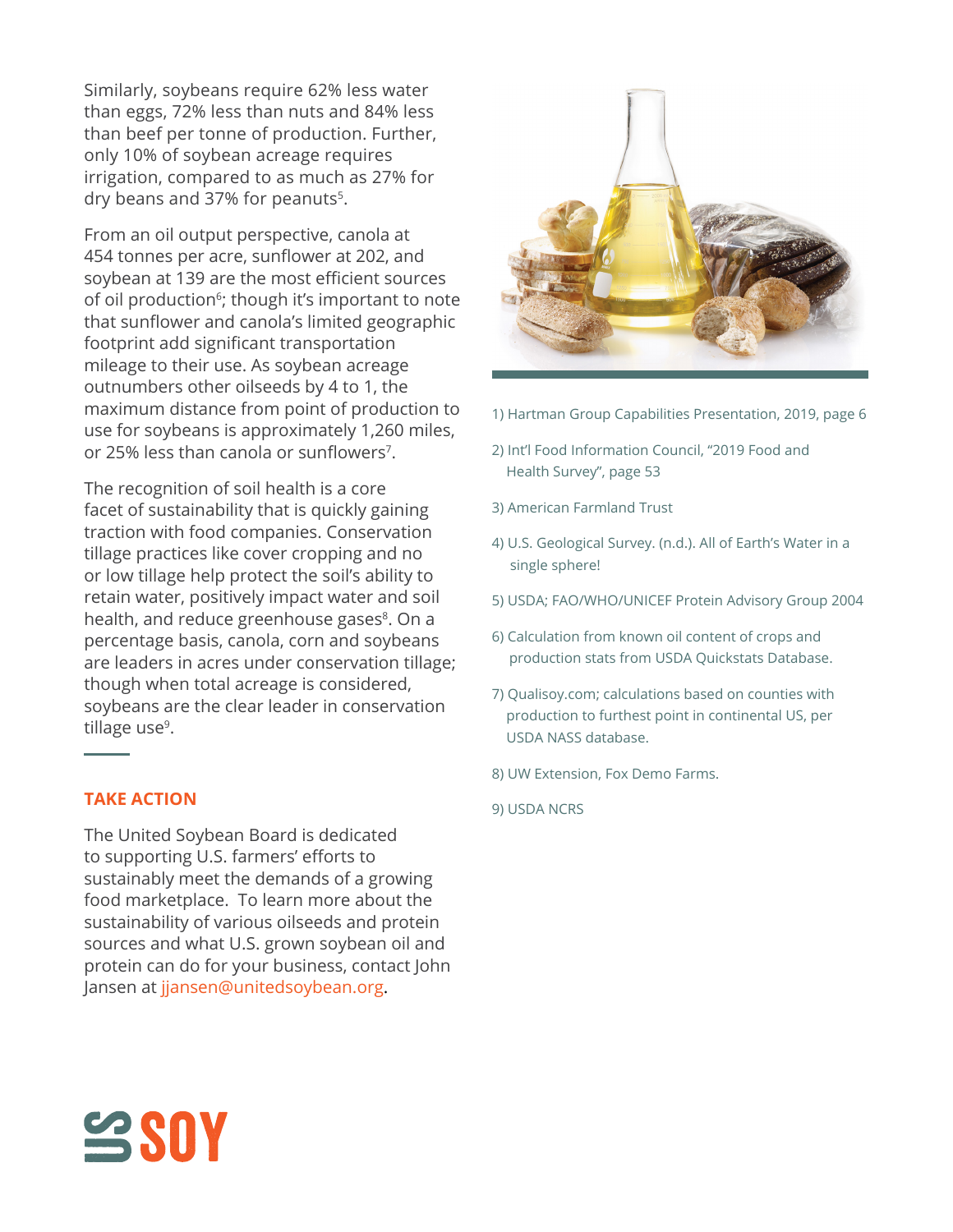Similarly, soybeans require 62% less water than eggs, 72% less than nuts and 84% less than beef per tonne of production. Further, only 10% of soybean acreage requires irrigation, compared to as much as 27% for dry beans and 37% for peanuts[5].

From an oil output perspective, canola at 454 tonnes per acre, sunflower at 202, and soybean at 139 are the most efficient sources of oil production[6]; though it's important to note that sunflower and canola's limited geographic footprint add significant transportation mileage to their use. As soybean acreage outnumbers other oilseeds by 4 to 1, the maximum distance from point of production to use for soybeans is approximately 1,260 miles, or 25% less than canola or sunflowers[7].

The recognition of soil health is a core facet of sustainability that is quickly gaining traction with food companies. Conservation tillage practices like cover cropping and no or low tillage help protect the soil's ability to retain water, positively impact water and soil health, and reduce greenhouse gases[8]. On a percentage basis, canola, corn and soybeans are leaders in acres under conservation tillage; though when total acreage is considered, soybeans are the clear leader in conservation tillage use[9].

## TAKE ACTION

The United Soybean Board is dedicated to supporting U.S. farmers' efforts to sustainably meet the demands of a growing food marketplace. To learn more about the sustainability of various oilseeds and protein sources and what U.S. grown soybean oil and protein can do for your business, contact John Jansen at jjansen@unitedsoybean.org.

1) Hartman Group Capabilities Presentation, 2019, page 6

2) Int'l Food Information Council, "2019 Food and Health Survey", page 53

3) American Farmland Trust

4) U.S. Geological Survey. (n.d.). All of Earth's Water in a single sphere!

5) USDA; FAO/WHO/UNICEF Protein Advisory Group 2004

6) Calculation from known oil content of crops and production stats from USDA Quickstats Database.

7) Qualisoy.com; calculations based on counties with production to furthest point in continental US, per USDA NASS database.

8) UW Extension, Fox Demo Farms.

9) USDA NCRS

US SOY